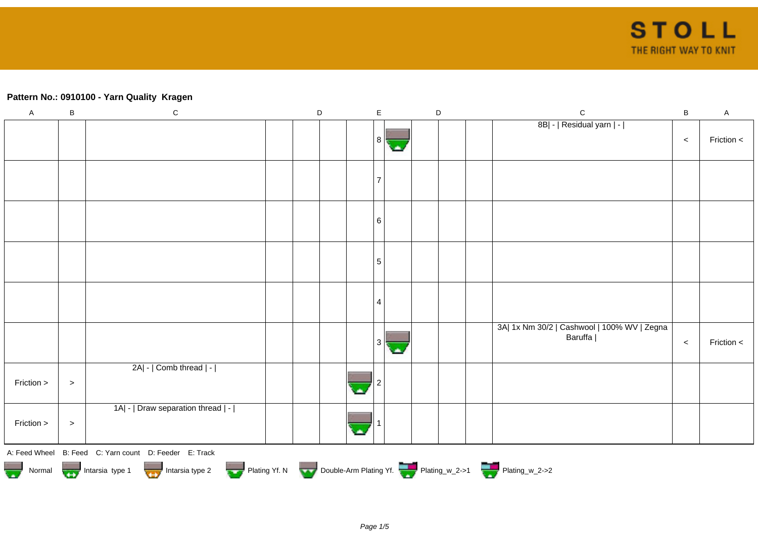**Pattern No.: 0910100 - Yarn Quality  Kragen**

| A | B | C | D | | | | E | | D | | | C | B | A |
|---|---|---|---|---|---|---|---|---|---|---|---|---|---|---|
| | | | | | | | 8 | | | | | 8B\| - \| Residual yarn \| - \| | < | Friction < |
| | | | | | | | 7 | | | | | | | |
| | | | | | | | 6 | | | | | | | |
| | | | | | | | 5 | | | | | | | |
| | | | | | | | 4 | | | | | | | |
| | | | | | | | 3 | | | | | 3A\| 1x Nm 30/2 \| Cashwool \| 100% WV \| Zegna Baruffa \| | < | Friction < |
| Friction > | > | 2A\| - \| Comb thread \| - \| | | | | | 2 | | | | | | | |
| Friction > | > | 1A\| - \| Draw separation thread \| - \| | | | | | 1 | | | | | | | |

A: Feed Wheel   B: Feed   C: Yarn count   D: Feeder   E: Track

Normal   Intarsia type 1   Intarsia type 2   Plating Yf. N   Double-Arm Plating Yf.   Plating_w_2->1   Plating_w_2->2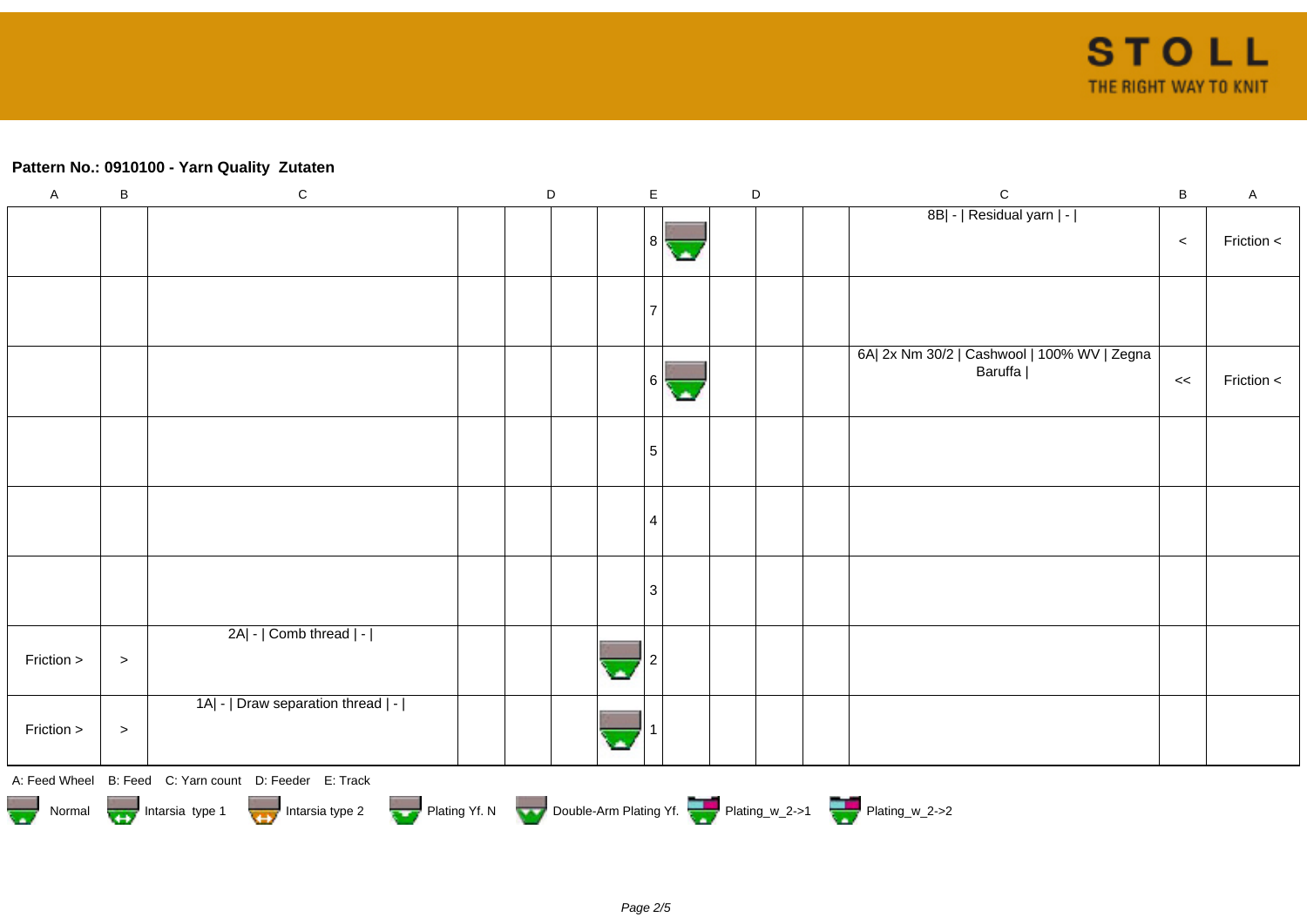**Pattern No.: 0910100 - Yarn Quality  Zutaten**

| A | B | C | D | D | D | D | E | D | D | D | D | C | B | A |
|---|---|---|---|---|---|---|---|---|---|---|---|---|---|---|
| | | | | | | | 8 | | | | | 8B\| - \| Residual yarn \| - \| | < | Friction < |
| | | | | | | | 7 | | | | | | | |
| | | | | | | | 6 | | | | | 6A\| 2x Nm 30/2 \| Cashwool \| 100% WV \| Zegna Baruffa \| | << | Friction < |
| | | | | | | | 5 | | | | | | | |
| | | | | | | | 4 | | | | | | | |
| | | | | | | | 3 | | | | | | | |
| Friction > | > | 2A\| - \| Comb thread \| - \| | | | | | 2 | | | | | | | |
| Friction > | > | 1A\| - \| Draw separation thread \| - \| | | | | | 1 | | | | | | | |

A: Feed Wheel B: Feed C: Yarn count D: Feeder E: Track

Normal   Intarsia type 1   Intarsia type 2   Plating Yf. N   Double-Arm Plating Yf.   Plating_w_2->1   Plating_w_2->2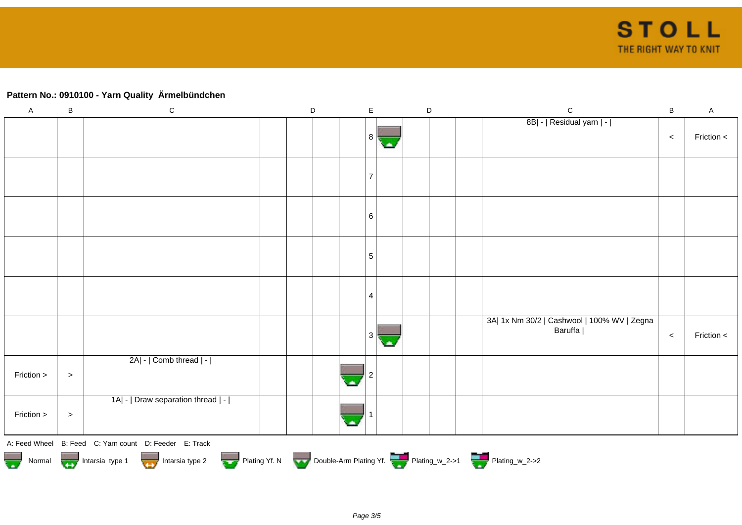**Pattern No.: 0910100 - Yarn Quality  Ärmelbündchen**

| A | B | C | D | D | D | D | E | D | D | D | C | B | A |
|---|---|---|---|---|---|---|---|---|---|---|---|---|---|
| | | | | | | | 8 | | | | 8B\| - \| Residual yarn \| - \| | < | Friction < |
| | | | | | | | 7 | | | | | | |
| | | | | | | | 6 | | | | | | |
| | | | | | | | 5 | | | | | | |
| | | | | | | | 4 | | | | | | |
| | | | | | | | 3 | | | | 3A\| 1x Nm 30/2 \| Cashwool \| 100% WV \| Zegna Baruffa \| | < | Friction < |
| Friction > | > | 2A\| - \| Comb thread \| - \| | | | | | 2 | | | | | | |
| Friction > | > | 1A\| - \| Draw separation thread \| - \| | | | | | 1 | | | | | | |

A: Feed Wheel   B: Feed   C: Yarn count   D: Feeder   E: Track

Normal   Intarsia type 1   Intarsia type 2   Plating Yf. N   Double-Arm Plating Yf.   Plating_w_2->1   Plating_w_2->2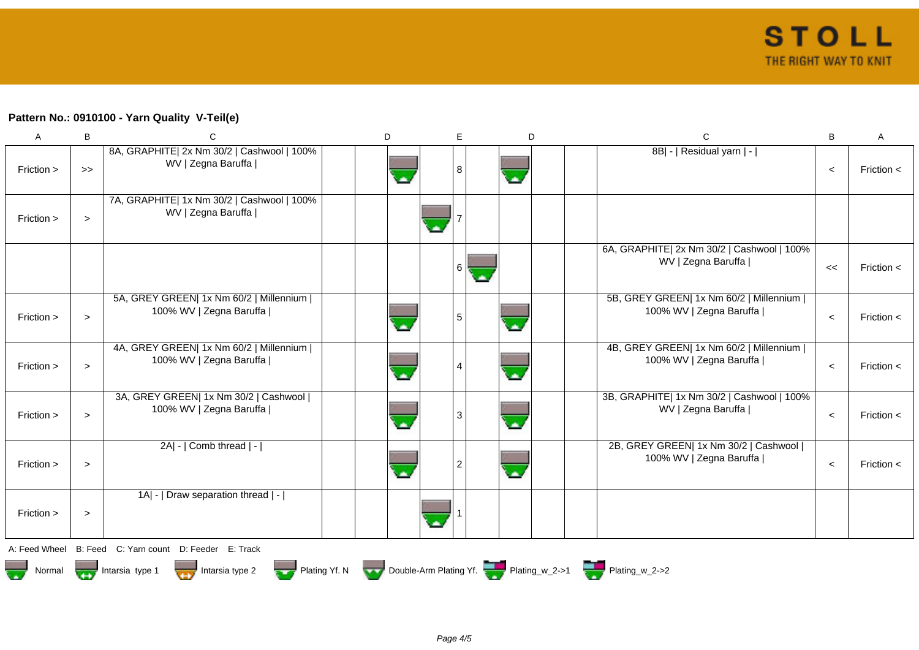**Pattern No.: 0910100 - Yarn Quality V-Teil(e)**

| A | B | C | D | | | | E | | D | | | C | B | A |
|---|---|---|---|---|---|---|---|---|---|---|---|---|---|---|
| Friction > | >> | 8A, GRAPHITE\| 2x Nm 30/2 \| Cashwool \| 100% WV \| Zegna Baruffa \| | | | | | 8 | | | | | 8B\| - \| Residual yarn \| - \| | < | Friction < |
| Friction > | > | 7A, GRAPHITE\| 1x Nm 30/2 \| Cashwool \| 100% WV \| Zegna Baruffa \| | | | | | 7 | | | | | | | |
| | | | | | | | 6 | | | | | 6A, GRAPHITE\| 2x Nm 30/2 \| Cashwool \| 100% WV \| Zegna Baruffa \| | << | Friction < |
| Friction > | > | 5A, GREY GREEN\| 1x Nm 60/2 \| Millennium \| 100% WV \| Zegna Baruffa \| | | | | | 5 | | | | | 5B, GREY GREEN\| 1x Nm 60/2 \| Millennium \| 100% WV \| Zegna Baruffa \| | < | Friction < |
| Friction > | > | 4A, GREY GREEN\| 1x Nm 60/2 \| Millennium \| 100% WV \| Zegna Baruffa \| | | | | | 4 | | | | | 4B, GREY GREEN\| 1x Nm 60/2 \| Millennium \| 100% WV \| Zegna Baruffa \| | < | Friction < |
| Friction > | > | 3A, GREY GREEN\| 1x Nm 30/2 \| Cashwool \| 100% WV \| Zegna Baruffa \| | | | | | 3 | | | | | 3B, GRAPHITE\| 1x Nm 30/2 \| Cashwool \| 100% WV \| Zegna Baruffa \| | < | Friction < |
| Friction > | > | 2A\| - \| Comb thread \| - \| | | | | | 2 | | | | | 2B, GREY GREEN\| 1x Nm 30/2 \| Cashwool \| 100% WV \| Zegna Baruffa \| | < | Friction < |
| Friction > | > | 1A\| - \| Draw separation thread \| - \| | | | | | 1 | | | | | | | |

A: Feed Wheel B: Feed C: Yarn count D: Feeder E: Track

Normal   Intarsia type 1   Intarsia type 2   Plating Yf. N   Double-Arm Plating Yf.   Plating_w_2->1   Plating_w_2->2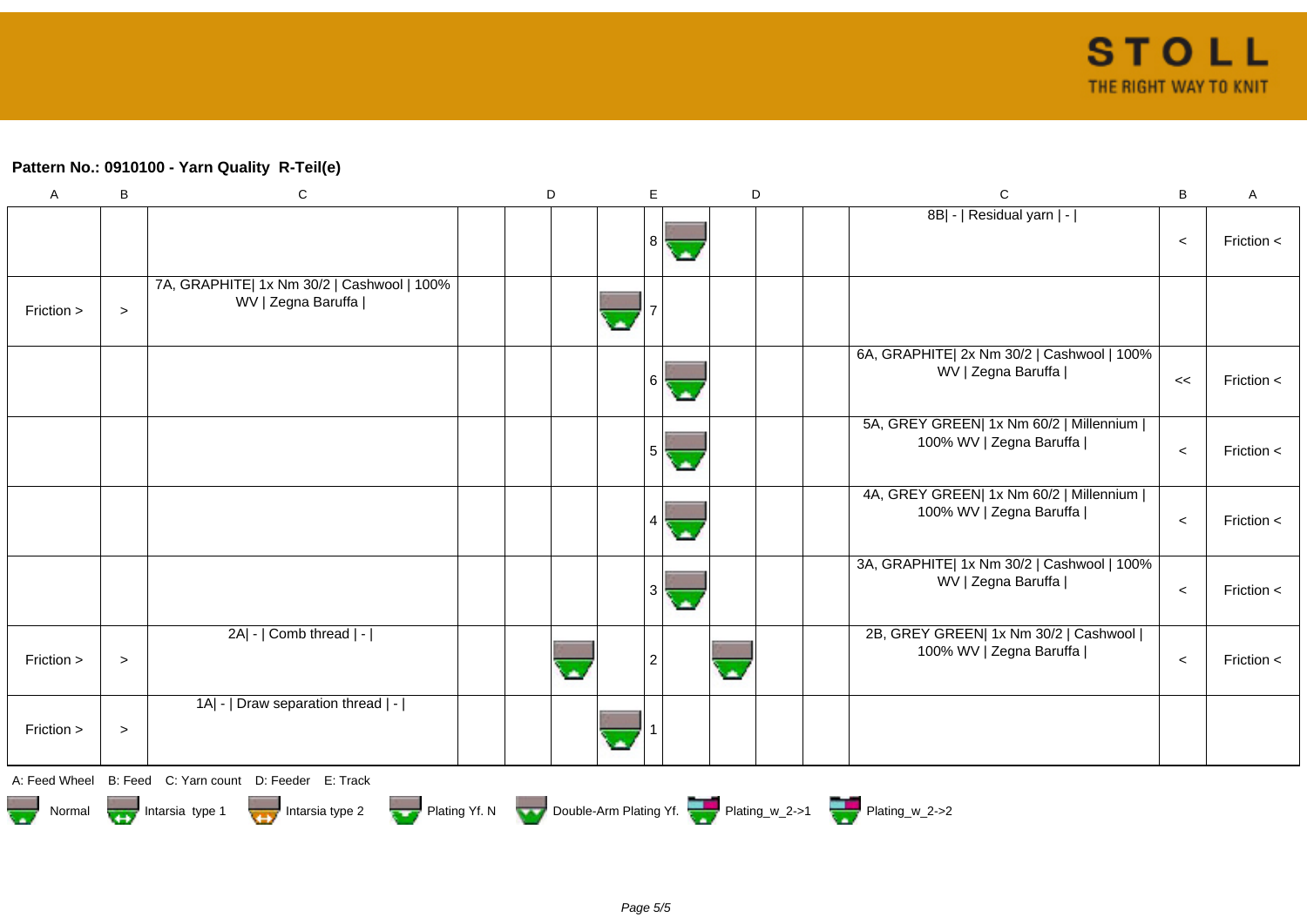**Pattern No.: 0910100 - Yarn Quality  R-Teil(e)**

| A | B | C | D | D | D | D | E | D | D | D | D | C | B | A |
|---|---|---|---|---|---|---|---|---|---|---|---|---|---|---|
| | | | | | | | 8 | | | | | 8B\| - \| Residual yarn \| - \| | < | Friction < |
| Friction > | > | 7A, GRAPHITE\| 1x Nm 30/2 \| Cashwool \| 100% WV \| Zegna Baruffa \| | | | | | 7 | | | | | | | |
| | | | | | | | 6 | | | | | 6A, GRAPHITE\| 2x Nm 30/2 \| Cashwool \| 100% WV \| Zegna Baruffa \| | << | Friction < |
| | | | | | | | 5 | | | | | 5A, GREY GREEN\| 1x Nm 60/2 \| Millennium \| 100% WV \| Zegna Baruffa \| | < | Friction < |
| | | | | | | | 4 | | | | | 4A, GREY GREEN\| 1x Nm 60/2 \| Millennium \| 100% WV \| Zegna Baruffa \| | < | Friction < |
| | | | | | | | 3 | | | | | 3A, GRAPHITE\| 1x Nm 30/2 \| Cashwool \| 100% WV \| Zegna Baruffa \| | < | Friction < |
| Friction > | > | 2A\| - \| Comb thread \| - \| | | | | | 2 | | | | | 2B, GREY GREEN\| 1x Nm 30/2 \| Cashwool \| 100% WV \| Zegna Baruffa \| | < | Friction < |
| Friction > | > | 1A\| - \| Draw separation thread \| - \| | | | | | 1 | | | | | | | |

A: Feed Wheel   B: Feed   C: Yarn count   D: Feeder   E: Track

Normal   Intarsia type 1   Intarsia type 2   Plating Yf. N   Double-Arm Plating Yf.   Plating_w_2->1   Plating_w_2->2